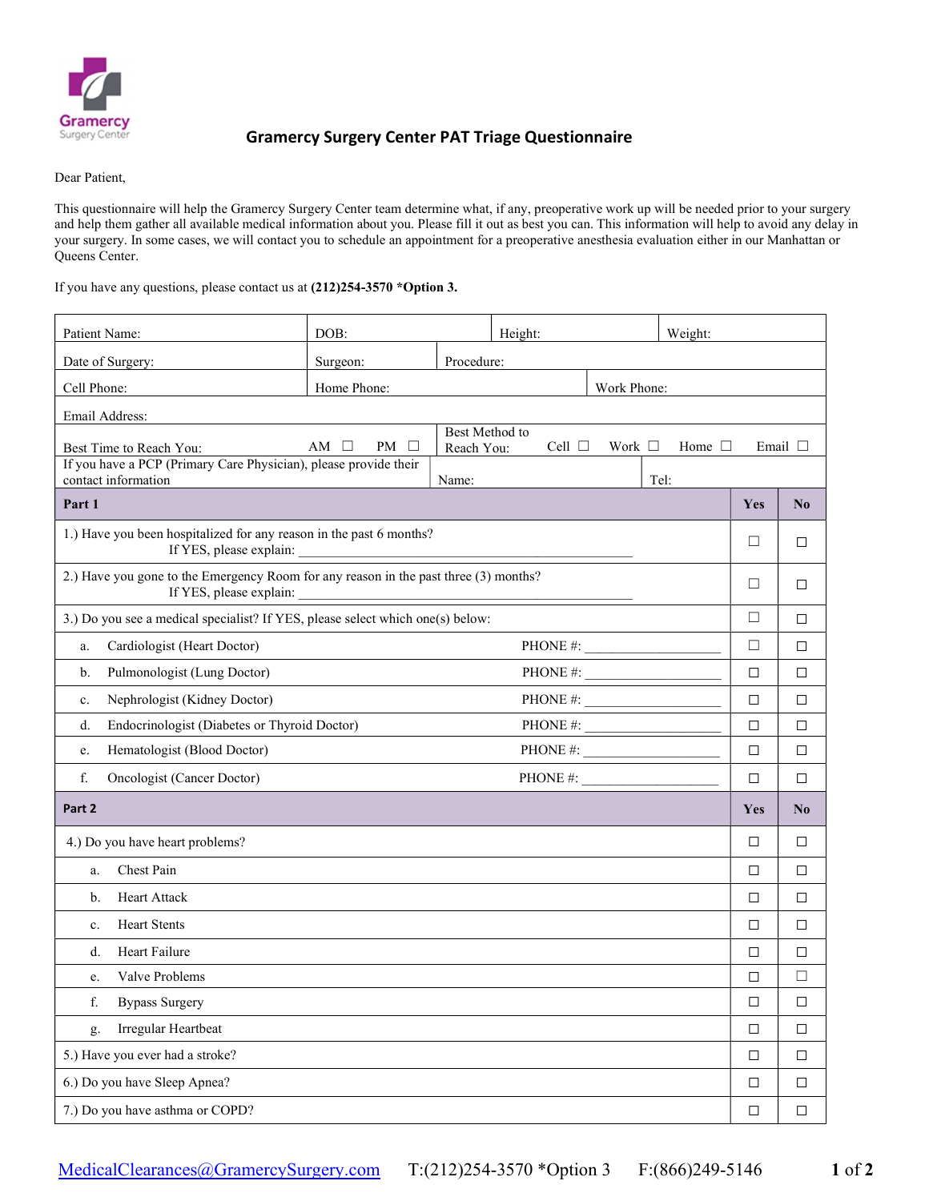Gramercy
Surgery Center

# Gramercy Surgery Center PAT Triage Questionnaire

Dear Patient,

This questionnaire will help the Gramercy Surgery Center team determine what, if any, preoperative work up will be needed prior to your surgery and help them gather all available medical information about you. Please fill it out as best you can. This information will help to avoid any delay in your surgery. In some cases, we will contact you to schedule an appointment for a preoperative anesthesia evaluation either in our Manhattan or Queens Center.

If you have any questions, please contact us at **(212)254-3570 *Option 3.**

| Patient Name: | DOB: | Height: | Weight: |
|---|---|---|---|
| Date of Surgery: | Surgeon: | Procedure: | |
| Cell Phone: | Home Phone: | Work Phone: | |
| Email Address: | | | |
| Best Time to Reach You: AM ☐ PM ☐ | Best Method to Reach You: Cell ☐ Work ☐ Home ☐ Email ☐ | | |
| If you have a PCP (Primary Care Physician), please provide their contact information | Name: | Tel: | |

| **Part 1** | **Yes** | **No** |
|---|---|---|
| 1.) Have you been hospitalized for any reason in the past 6 months? If YES, please explain: ______________________________________________ | ☐ | ☐ |
| 2.) Have you gone to the Emergency Room for any reason in the past three (3) months? If YES, please explain: ______________________________________________ | ☐ | ☐ |
| 3.) Do you see a medical specialist? If YES, please select which one(s) below: | ☐ | ☐ |
| a. Cardiologist (Heart Doctor) PHONE #: ____________________ | ☐ | ☐ |
| b. Pulmonologist (Lung Doctor) PHONE #: ____________________ | ☐ | ☐ |
| c. Nephrologist (Kidney Doctor) PHONE #: ____________________ | ☐ | ☐ |
| d. Endocrinologist (Diabetes or Thyroid Doctor) PHONE #: ____________________ | ☐ | ☐ |
| e. Hematologist (Blood Doctor) PHONE #: ____________________ | ☐ | ☐ |
| f. Oncologist (Cancer Doctor) PHONE #: ____________________ | ☐ | ☐ |

| **Part 2** | **Yes** | **No** |
|---|---|---|
| 4.) Do you have heart problems? | ☐ | ☐ |
| a. Chest Pain | ☐ | ☐ |
| b. Heart Attack | ☐ | ☐ |
| c. Heart Stents | ☐ | ☐ |
| d. Heart Failure | ☐ | ☐ |
| e. Valve Problems | ☐ | ☐ |
| f. Bypass Surgery | ☐ | ☐ |
| g. Irregular Heartbeat | ☐ | ☐ |
| 5.) Have you ever had a stroke? | ☐ | ☐ |
| 6.) Do you have Sleep Apnea? | ☐ | ☐ |
| 7.) Do you have asthma or COPD? | ☐ | ☐ |

MedicalClearances@GramercySurgery.com T:(212)254-3570 *Option 3 F:(866)249-5146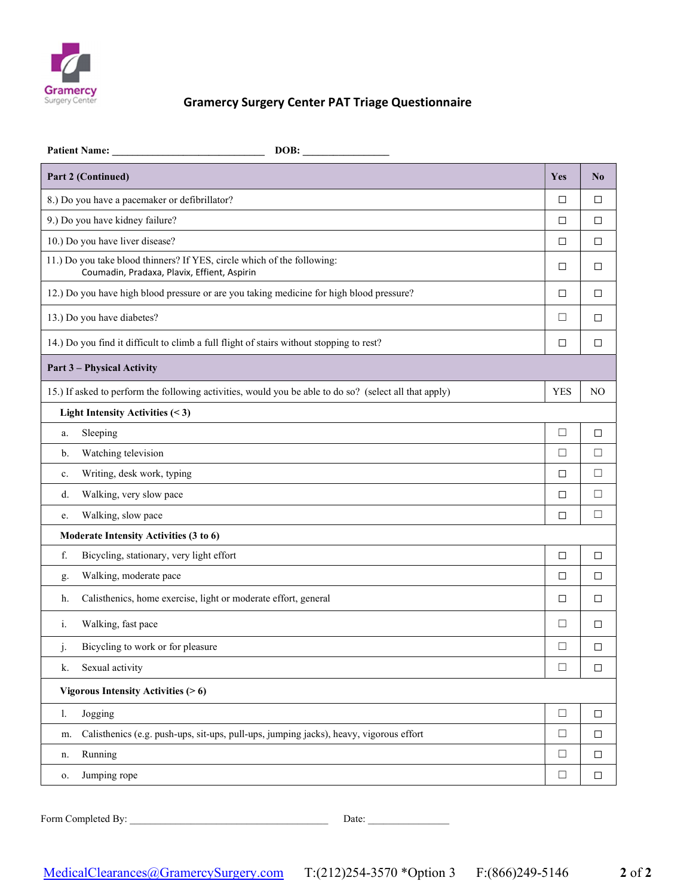Gramercy Surgery Center

# Gramercy Surgery Center PAT Triage Questionnaire

**Patient Name:** ______________________________ **DOB:** ________________

| **Part 2 (Continued)** | **Yes** | **No** |
|---|---|---|
| 8.) Do you have a pacemaker or defibrillator? | ☐ | ☐ |
| 9.) Do you have kidney failure? | ☐ | ☐ |
| 10.) Do you have liver disease? | ☐ | ☐ |
| 11.) Do you take blood thinners? If YES, circle which of the following: Coumadin, Pradaxa, Plavix, Effient, Aspirin | ☐ | ☐ |
| 12.) Do you have high blood pressure or are you taking medicine for high blood pressure? | ☐ | ☐ |
| 13.) Do you have diabetes? | ☐ | ☐ |
| 14.) Do you find it difficult to climb a full flight of stairs without stopping to rest? | ☐ | ☐ |
| **Part 3 – Physical Activity** | | |
| 15.) If asked to perform the following activities, would you be able to do so? (select all that apply) | YES | NO |
| **Light Intensity Activities (< 3)** | | |
| a. Sleeping | ☐ | ☐ |
| b. Watching television | ☐ | ☐ |
| c. Writing, desk work, typing | ☐ | ☐ |
| d. Walking, very slow pace | ☐ | ☐ |
| e. Walking, slow pace | ☐ | ☐ |
| **Moderate Intensity Activities (3 to 6)** | | |
| f. Bicycling, stationary, very light effort | ☐ | ☐ |
| g. Walking, moderate pace | ☐ | ☐ |
| h. Calisthenics, home exercise, light or moderate effort, general | ☐ | ☐ |
| i. Walking, fast pace | ☐ | ☐ |
| j. Bicycling to work or for pleasure | ☐ | ☐ |
| k. Sexual activity | ☐ | ☐ |
| **Vigorous Intensity Activities (> 6)** | | |
| l. Jogging | ☐ | ☐ |
| m. Calisthenics (e.g. push-ups, sit-ups, pull-ups, jumping jacks), heavy, vigorous effort | ☐ | ☐ |
| n. Running | ☐ | ☐ |
| o. Jumping rope | ☐ | ☐ |

Form Completed By: ________________________________________ Date: ________________

MedicalClearances@GramercySurgery.com T:(212)254-3570 *Option 3 F:(866)249-5146